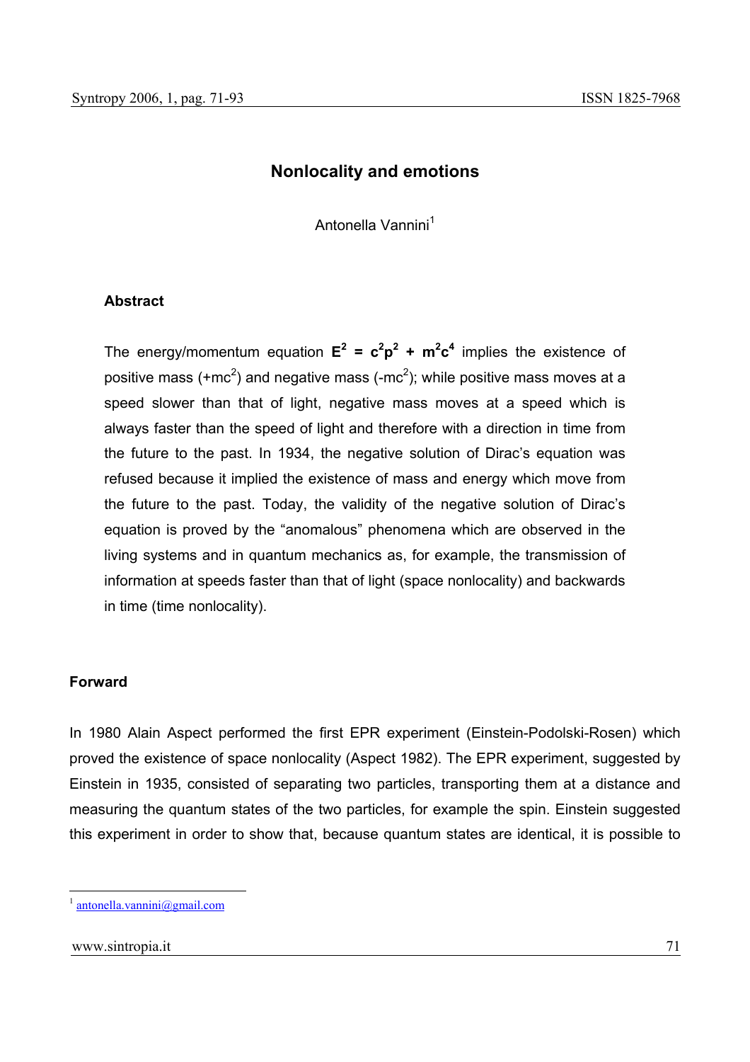# Nonlocality and emotions

Antonella Vannini[1]

### Abstract

The energy/momentum equation $\mathbf{E^2 = c^2p^2 + m^2c^4}$ implies the existence of positive mass ($+mc^2$) and negative mass ($-mc^2$); while positive mass moves at a speed slower than that of light, negative mass moves at a speed which is always faster than the speed of light and therefore with a direction in time from the future to the past. In 1934, the negative solution of Dirac's equation was refused because it implied the existence of mass and energy which move from the future to the past. Today, the validity of the negative solution of Dirac's equation is proved by the "anomalous" phenomena which are observed in the living systems and in quantum mechanics as, for example, the transmission of information at speeds faster than that of light (space nonlocality) and backwards in time (time nonlocality).

## Forward

In 1980 Alain Aspect performed the first EPR experiment (Einstein-Podolski-Rosen) which proved the existence of space nonlocality (Aspect 1982). The EPR experiment, suggested by Einstein in 1935, consisted of separating two particles, transporting them at a distance and measuring the quantum states of the two particles, for example the spin. Einstein suggested this experiment in order to show that, because quantum states are identical, it is possible to

[1] antonella.vannini@gmail.com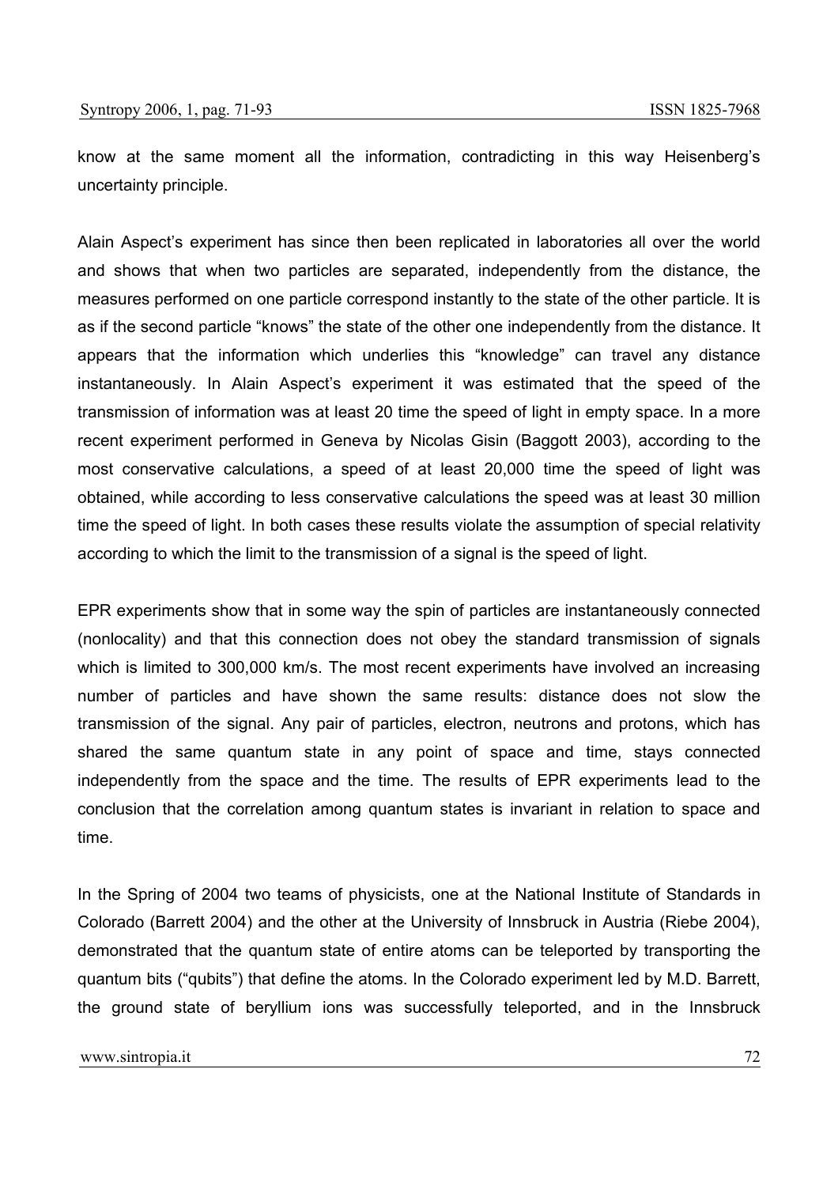know at the same moment all the information, contradicting in this way Heisenberg's uncertainty principle.

Alain Aspect's experiment has since then been replicated in laboratories all over the world and shows that when two particles are separated, independently from the distance, the measures performed on one particle correspond instantly to the state of the other particle. It is as if the second particle "knows" the state of the other one independently from the distance. It appears that the information which underlies this "knowledge" can travel any distance instantaneously. In Alain Aspect's experiment it was estimated that the speed of the transmission of information was at least 20 time the speed of light in empty space. In a more recent experiment performed in Geneva by Nicolas Gisin (Baggott 2003), according to the most conservative calculations, a speed of at least 20,000 time the speed of light was obtained, while according to less conservative calculations the speed was at least 30 million time the speed of light. In both cases these results violate the assumption of special relativity according to which the limit to the transmission of a signal is the speed of light.

EPR experiments show that in some way the spin of particles are instantaneously connected (nonlocality) and that this connection does not obey the standard transmission of signals which is limited to 300,000 km/s. The most recent experiments have involved an increasing number of particles and have shown the same results: distance does not slow the transmission of the signal. Any pair of particles, electron, neutrons and protons, which has shared the same quantum state in any point of space and time, stays connected independently from the space and the time. The results of EPR experiments lead to the conclusion that the correlation among quantum states is invariant in relation to space and time.

In the Spring of 2004 two teams of physicists, one at the National Institute of Standards in Colorado (Barrett 2004) and the other at the University of Innsbruck in Austria (Riebe 2004), demonstrated that the quantum state of entire atoms can be teleported by transporting the quantum bits ("qubits") that define the atoms. In the Colorado experiment led by M.D. Barrett, the ground state of beryllium ions was successfully teleported, and in the Innsbruck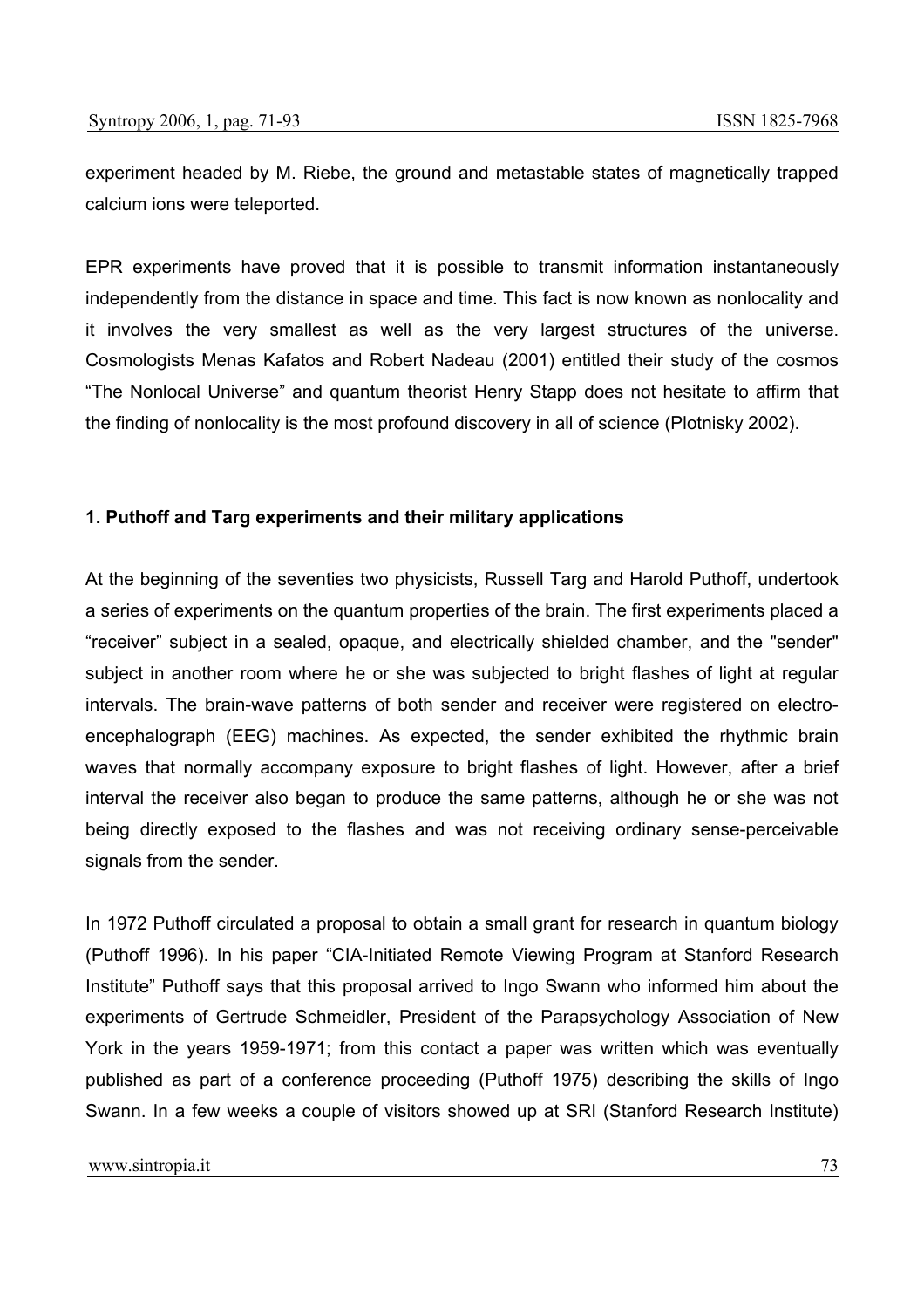experiment headed by M. Riebe, the ground and metastable states of magnetically trapped calcium ions were teleported.

EPR experiments have proved that it is possible to transmit information instantaneously independently from the distance in space and time. This fact is now known as nonlocality and it involves the very smallest as well as the very largest structures of the universe. Cosmologists Menas Kafatos and Robert Nadeau (2001) entitled their study of the cosmos "The Nonlocal Universe" and quantum theorist Henry Stapp does not hesitate to affirm that the finding of nonlocality is the most profound discovery in all of science (Plotnisky 2002).

## 1. Puthoff and Targ experiments and their military applications

At the beginning of the seventies two physicists, Russell Targ and Harold Puthoff, undertook a series of experiments on the quantum properties of the brain. The first experiments placed a "receiver" subject in a sealed, opaque, and electrically shielded chamber, and the "sender" subject in another room where he or she was subjected to bright flashes of light at regular intervals. The brain-wave patterns of both sender and receiver were registered on electro-encephalograph (EEG) machines. As expected, the sender exhibited the rhythmic brain waves that normally accompany exposure to bright flashes of light. However, after a brief interval the receiver also began to produce the same patterns, although he or she was not being directly exposed to the flashes and was not receiving ordinary sense-perceivable signals from the sender.

In 1972 Puthoff circulated a proposal to obtain a small grant for research in quantum biology (Puthoff 1996). In his paper "CIA-Initiated Remote Viewing Program at Stanford Research Institute" Puthoff says that this proposal arrived to Ingo Swann who informed him about the experiments of Gertrude Schmeidler, President of the Parapsychology Association of New York in the years 1959-1971; from this contact a paper was written which was eventually published as part of a conference proceeding (Puthoff 1975) describing the skills of Ingo Swann. In a few weeks a couple of visitors showed up at SRI (Stanford Research Institute)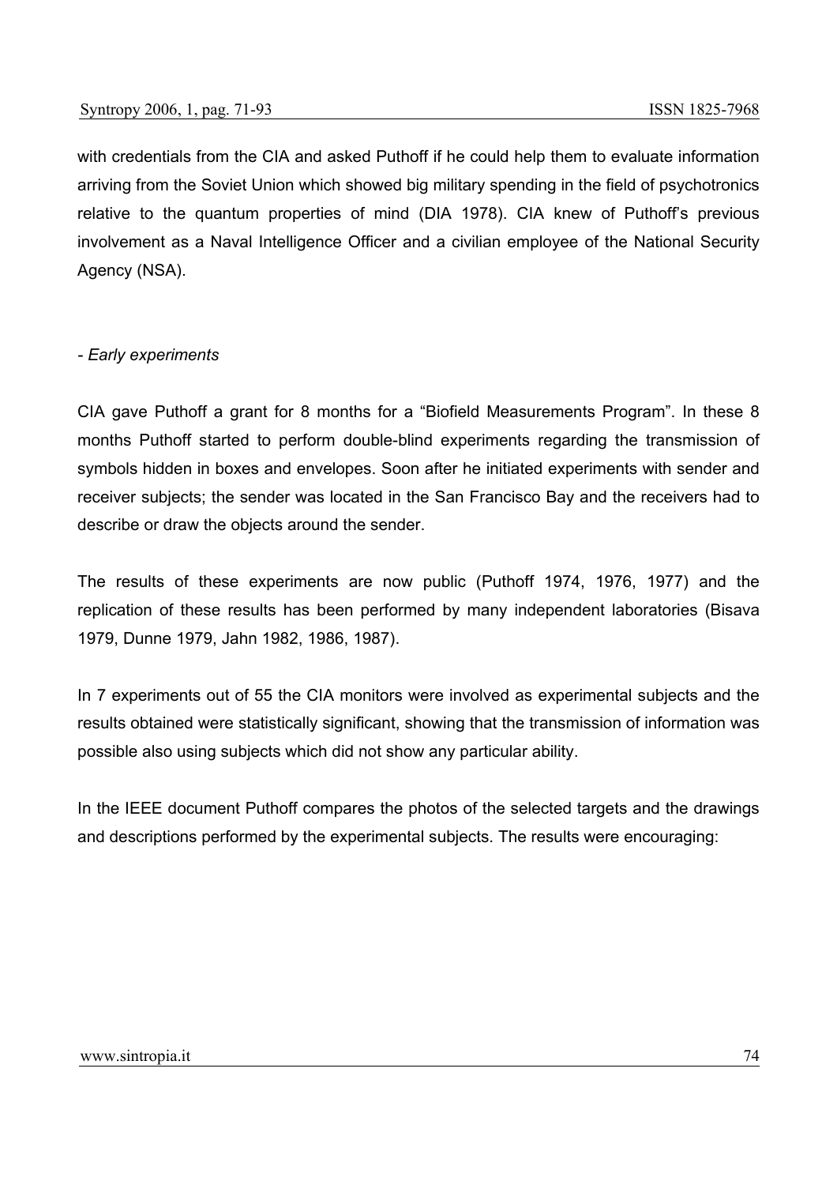with credentials from the CIA and asked Puthoff if he could help them to evaluate information arriving from the Soviet Union which showed big military spending in the field of psychotronics relative to the quantum properties of mind (DIA 1978). CIA knew of Puthoff's previous involvement as a Naval Intelligence Officer and a civilian employee of the National Security Agency (NSA).

*- Early experiments*

CIA gave Puthoff a grant for 8 months for a "Biofield Measurements Program". In these 8 months Puthoff started to perform double-blind experiments regarding the transmission of symbols hidden in boxes and envelopes. Soon after he initiated experiments with sender and receiver subjects; the sender was located in the San Francisco Bay and the receivers had to describe or draw the objects around the sender.

The results of these experiments are now public (Puthoff 1974, 1976, 1977) and the replication of these results has been performed by many independent laboratories (Bisava 1979, Dunne 1979, Jahn 1982, 1986, 1987).

In 7 experiments out of 55 the CIA monitors were involved as experimental subjects and the results obtained were statistically significant, showing that the transmission of information was possible also using subjects which did not show any particular ability.

In the IEEE document Puthoff compares the photos of the selected targets and the drawings and descriptions performed by the experimental subjects. The results were encouraging: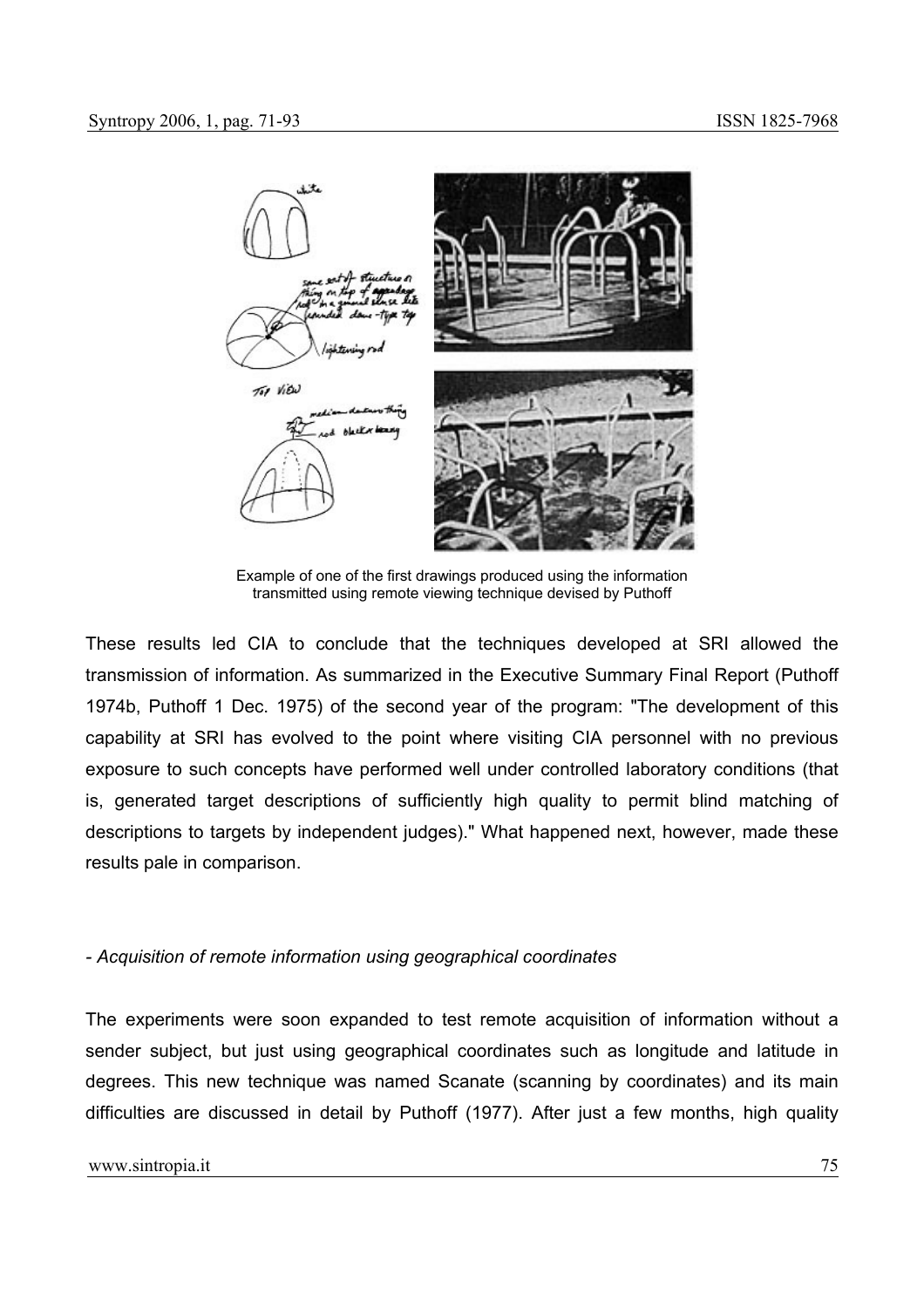Example of one of the first drawings produced using the information transmitted using remote viewing technique devised by Puthoff

These results led CIA to conclude that the techniques developed at SRI allowed the transmission of information. As summarized in the Executive Summary Final Report (Puthoff 1974b, Puthoff 1 Dec. 1975) of the second year of the program: "The development of this capability at SRI has evolved to the point where visiting CIA personnel with no previous exposure to such concepts have performed well under controlled laboratory conditions (that is, generated target descriptions of sufficiently high quality to permit blind matching of descriptions to targets by independent judges)." What happened next, however, made these results pale in comparison.

*- Acquisition of remote information using geographical coordinates*

The experiments were soon expanded to test remote acquisition of information without a sender subject, but just using geographical coordinates such as longitude and latitude in degrees. This new technique was named Scanate (scanning by coordinates) and its main difficulties are discussed in detail by Puthoff (1977). After just a few months, high quality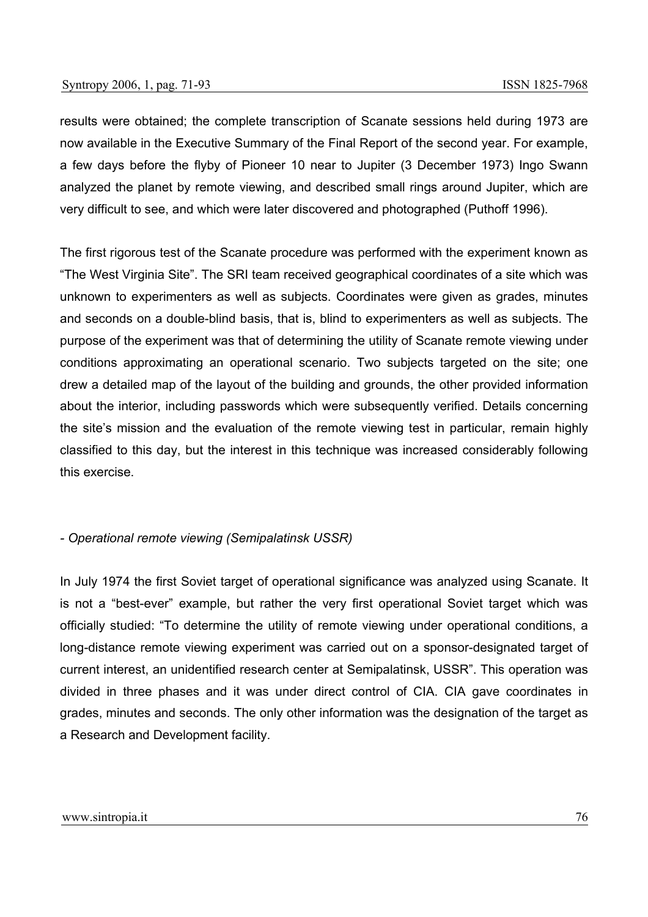results were obtained; the complete transcription of Scanate sessions held during 1973 are now available in the Executive Summary of the Final Report of the second year. For example, a few days before the flyby of Pioneer 10 near to Jupiter (3 December 1973) Ingo Swann analyzed the planet by remote viewing, and described small rings around Jupiter, which are very difficult to see, and which were later discovered and photographed (Puthoff 1996).

The first rigorous test of the Scanate procedure was performed with the experiment known as "The West Virginia Site". The SRI team received geographical coordinates of a site which was unknown to experimenters as well as subjects. Coordinates were given as grades, minutes and seconds on a double-blind basis, that is, blind to experimenters as well as subjects. The purpose of the experiment was that of determining the utility of Scanate remote viewing under conditions approximating an operational scenario. Two subjects targeted on the site; one drew a detailed map of the layout of the building and grounds, the other provided information about the interior, including passwords which were subsequently verified. Details concerning the site's mission and the evaluation of the remote viewing test in particular, remain highly classified to this day, but the interest in this technique was increased considerably following this exercise.

*- Operational remote viewing (Semipalatinsk USSR)*

In July 1974 the first Soviet target of operational significance was analyzed using Scanate. It is not a "best-ever" example, but rather the very first operational Soviet target which was officially studied: "To determine the utility of remote viewing under operational conditions, a long-distance remote viewing experiment was carried out on a sponsor-designated target of current interest, an unidentified research center at Semipalatinsk, USSR". This operation was divided in three phases and it was under direct control of CIA. CIA gave coordinates in grades, minutes and seconds. The only other information was the designation of the target as a Research and Development facility.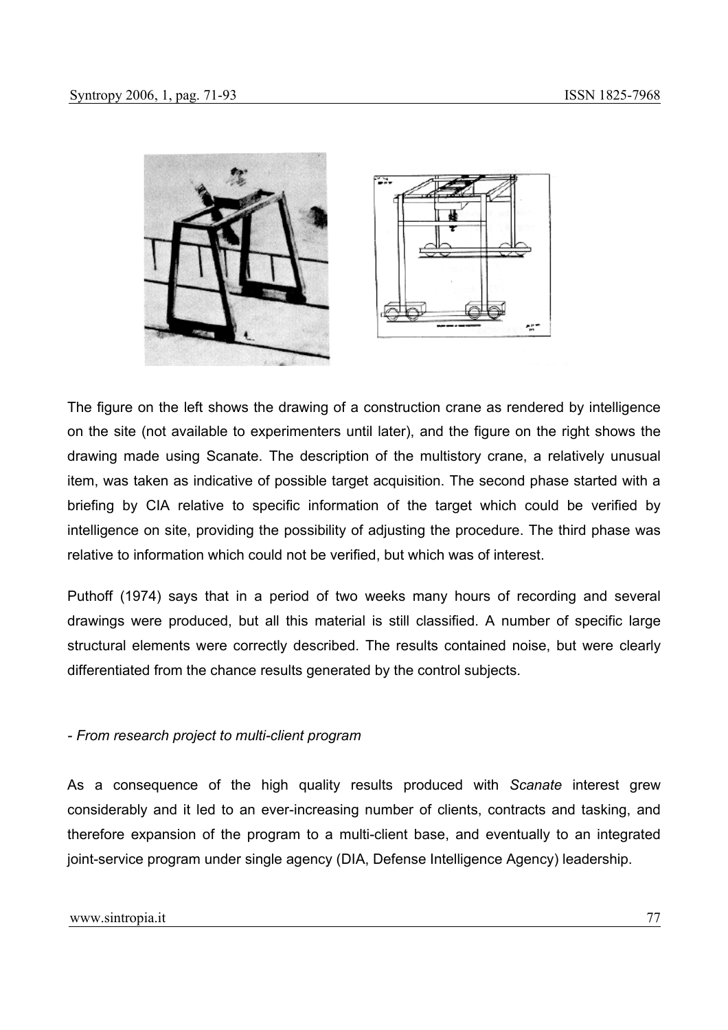The figure on the left shows the drawing of a construction crane as rendered by intelligence on the site (not available to experimenters until later), and the figure on the right shows the drawing made using Scanate. The description of the multistory crane, a relatively unusual item, was taken as indicative of possible target acquisition. The second phase started with a briefing by CIA relative to specific information of the target which could be verified by intelligence on site, providing the possibility of adjusting the procedure. The third phase was relative to information which could not be verified, but which was of interest.

Puthoff (1974) says that in a period of two weeks many hours of recording and several drawings were produced, but all this material is still classified. A number of specific large structural elements were correctly described. The results contained noise, but were clearly differentiated from the chance results generated by the control subjects.

*- From research project to multi-client program*

As a consequence of the high quality results produced with *Scanate* interest grew considerably and it led to an ever-increasing number of clients, contracts and tasking, and therefore expansion of the program to a multi-client base, and eventually to an integrated joint-service program under single agency (DIA, Defense Intelligence Agency) leadership.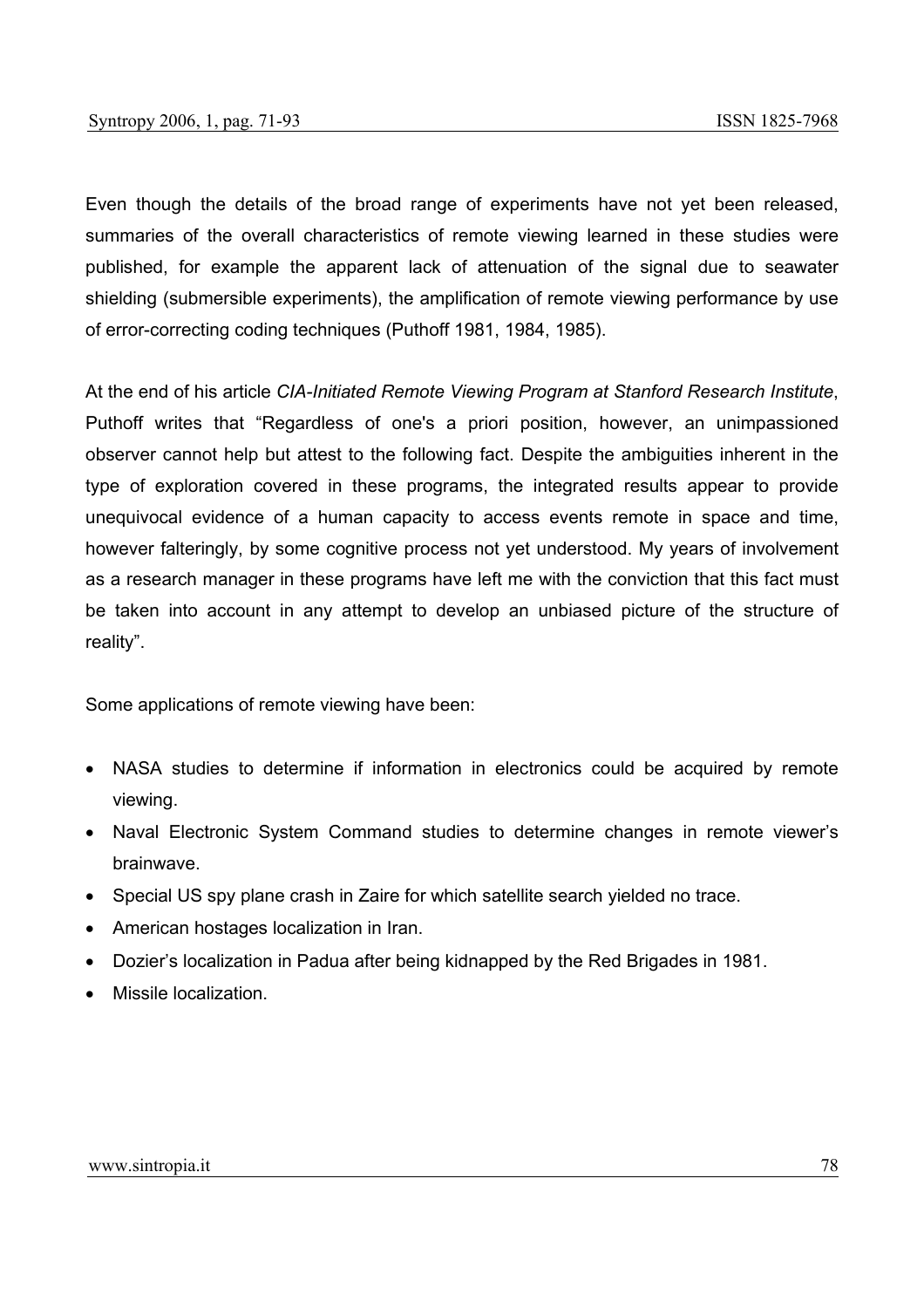Even though the details of the broad range of experiments have not yet been released, summaries of the overall characteristics of remote viewing learned in these studies were published, for example the apparent lack of attenuation of the signal due to seawater shielding (submersible experiments), the amplification of remote viewing performance by use of error-correcting coding techniques (Puthoff 1981, 1984, 1985).

At the end of his article *CIA-Initiated Remote Viewing Program at Stanford Research Institute*, Puthoff writes that “Regardless of one's a priori position, however, an unimpassioned observer cannot help but attest to the following fact. Despite the ambiguities inherent in the type of exploration covered in these programs, the integrated results appear to provide unequivocal evidence of a human capacity to access events remote in space and time, however falteringly, by some cognitive process not yet understood. My years of involvement as a research manager in these programs have left me with the conviction that this fact must be taken into account in any attempt to develop an unbiased picture of the structure of reality”.

Some applications of remote viewing have been:

- NASA studies to determine if information in electronics could be acquired by remote viewing.
- Naval Electronic System Command studies to determine changes in remote viewer’s brainwave.
- Special US spy plane crash in Zaire for which satellite search yielded no trace.
- American hostages localization in Iran.
- Dozier’s localization in Padua after being kidnapped by the Red Brigades in 1981.
- Missile localization.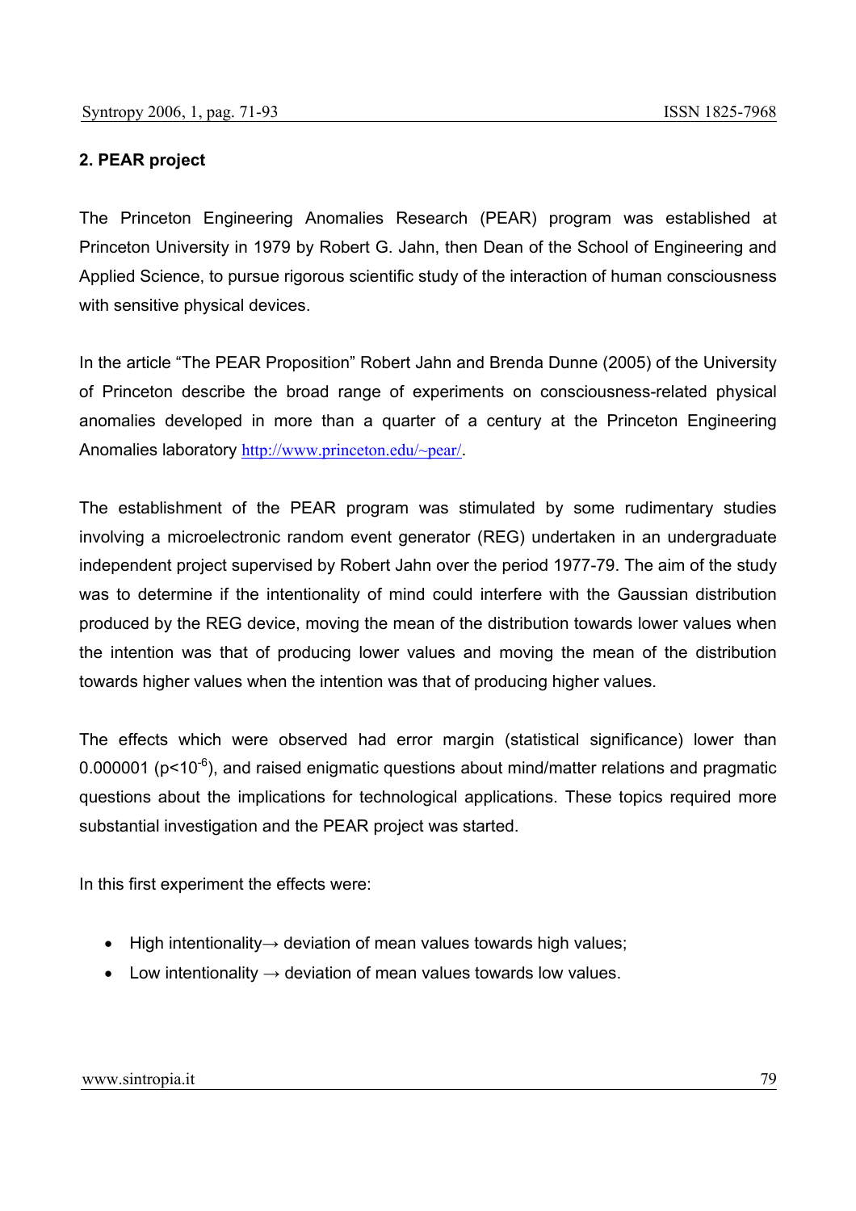## 2. PEAR project

The Princeton Engineering Anomalies Research (PEAR) program was established at Princeton University in 1979 by Robert G. Jahn, then Dean of the School of Engineering and Applied Science, to pursue rigorous scientific study of the interaction of human consciousness with sensitive physical devices.

In the article "The PEAR Proposition" Robert Jahn and Brenda Dunne (2005) of the University of Princeton describe the broad range of experiments on consciousness-related physical anomalies developed in more than a quarter of a century at the Princeton Engineering Anomalies laboratory http://www.princeton.edu/~pear/.

The establishment of the PEAR program was stimulated by some rudimentary studies involving a microelectronic random event generator (REG) undertaken in an undergraduate independent project supervised by Robert Jahn over the period 1977-79. The aim of the study was to determine if the intentionality of mind could interfere with the Gaussian distribution produced by the REG device, moving the mean of the distribution towards lower values when the intention was that of producing lower values and moving the mean of the distribution towards higher values when the intention was that of producing higher values.

The effects which were observed had error margin (statistical significance) lower than 0.000001 ($p<10^{-6}$), and raised enigmatic questions about mind/matter relations and pragmatic questions about the implications for technological applications. These topics required more substantial investigation and the PEAR project was started.

In this first experiment the effects were:

- High intentionality→ deviation of mean values towards high values;
- Low intentionality → deviation of mean values towards low values.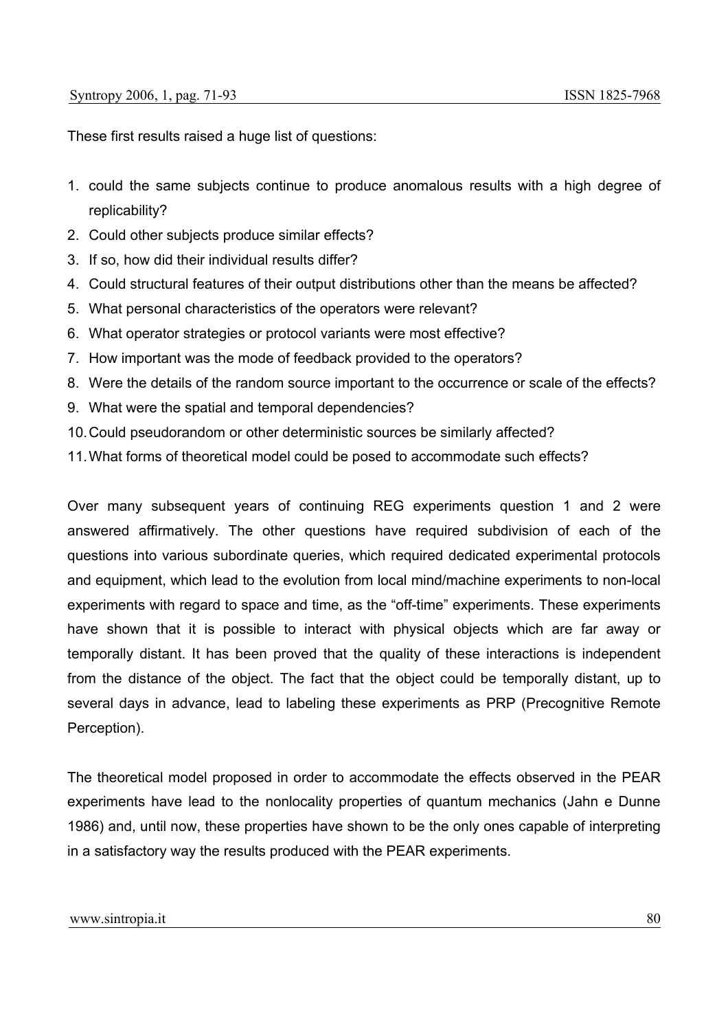These first results raised a huge list of questions:

1. could the same subjects continue to produce anomalous results with a high degree of replicability?
2. Could other subjects produce similar effects?
3. If so, how did their individual results differ?
4. Could structural features of their output distributions other than the means be affected?
5. What personal characteristics of the operators were relevant?
6. What operator strategies or protocol variants were most effective?
7. How important was the mode of feedback provided to the operators?
8. Were the details of the random source important to the occurrence or scale of the effects?
9. What were the spatial and temporal dependencies?
10. Could pseudorandom or other deterministic sources be similarly affected?
11. What forms of theoretical model could be posed to accommodate such effects?

Over many subsequent years of continuing REG experiments question 1 and 2 were answered affirmatively. The other questions have required subdivision of each of the questions into various subordinate queries, which required dedicated experimental protocols and equipment, which lead to the evolution from local mind/machine experiments to non-local experiments with regard to space and time, as the "off-time" experiments. These experiments have shown that it is possible to interact with physical objects which are far away or temporally distant. It has been proved that the quality of these interactions is independent from the distance of the object. The fact that the object could be temporally distant, up to several days in advance, lead to labeling these experiments as PRP (Precognitive Remote Perception).

The theoretical model proposed in order to accommodate the effects observed in the PEAR experiments have lead to the nonlocality properties of quantum mechanics (Jahn e Dunne 1986) and, until now, these properties have shown to be the only ones capable of interpreting in a satisfactory way the results produced with the PEAR experiments.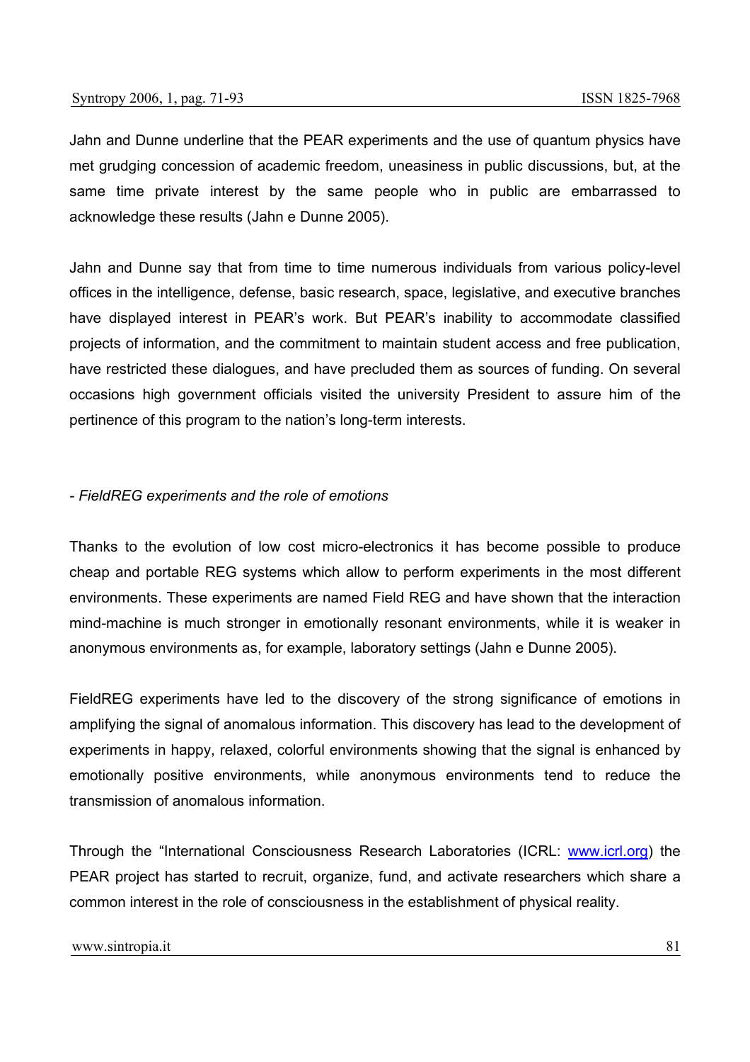Jahn and Dunne underline that the PEAR experiments and the use of quantum physics have met grudging concession of academic freedom, uneasiness in public discussions, but, at the same time private interest by the same people who in public are embarrassed to acknowledge these results (Jahn e Dunne 2005).

Jahn and Dunne say that from time to time numerous individuals from various policy-level offices in the intelligence, defense, basic research, space, legislative, and executive branches have displayed interest in PEAR's work. But PEAR's inability to accommodate classified projects of information, and the commitment to maintain student access and free publication, have restricted these dialogues, and have precluded them as sources of funding. On several occasions high government officials visited the university President to assure him of the pertinence of this program to the nation's long-term interests.

*- FieldREG experiments and the role of emotions*

Thanks to the evolution of low cost micro-electronics it has become possible to produce cheap and portable REG systems which allow to perform experiments in the most different environments. These experiments are named Field REG and have shown that the interaction mind-machine is much stronger in emotionally resonant environments, while it is weaker in anonymous environments as, for example, laboratory settings (Jahn e Dunne 2005).

FieldREG experiments have led to the discovery of the strong significance of emotions in amplifying the signal of anomalous information. This discovery has lead to the development of experiments in happy, relaxed, colorful environments showing that the signal is enhanced by emotionally positive environments, while anonymous environments tend to reduce the transmission of anomalous information.

Through the "International Consciousness Research Laboratories (ICRL: [www.icrl.org](www.icrl.org)) the PEAR project has started to recruit, organize, fund, and activate researchers which share a common interest in the role of consciousness in the establishment of physical reality.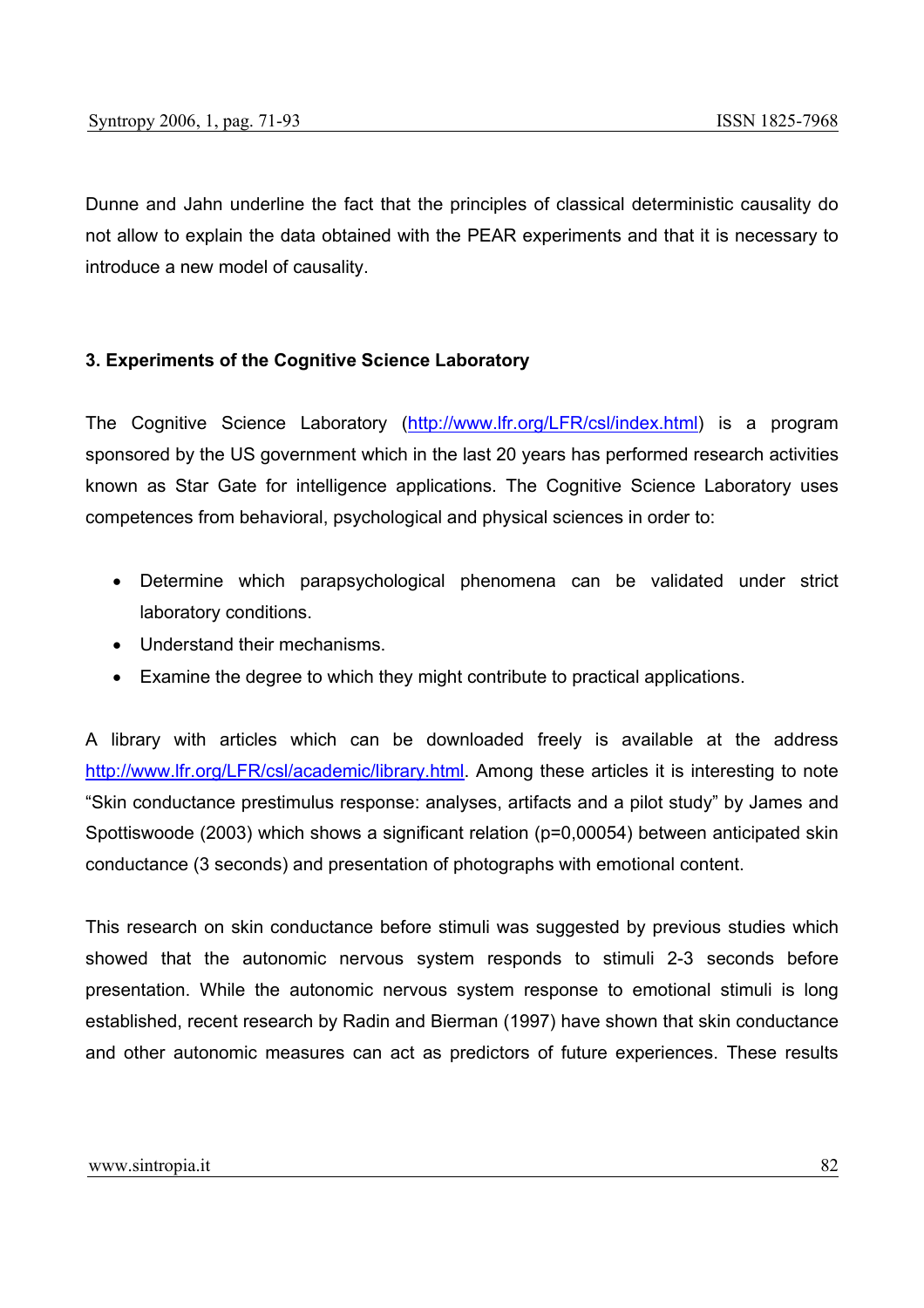Dunne and Jahn underline the fact that the principles of classical deterministic causality do not allow to explain the data obtained with the PEAR experiments and that it is necessary to introduce a new model of causality.

### 3. Experiments of the Cognitive Science Laboratory

The Cognitive Science Laboratory (http://www.lfr.org/LFR/csl/index.html) is a program sponsored by the US government which in the last 20 years has performed research activities known as Star Gate for intelligence applications. The Cognitive Science Laboratory uses competences from behavioral, psychological and physical sciences in order to:

- Determine which parapsychological phenomena can be validated under strict laboratory conditions.
- Understand their mechanisms.
- Examine the degree to which they might contribute to practical applications.

A library with articles which can be downloaded freely is available at the address http://www.lfr.org/LFR/csl/academic/library.html. Among these articles it is interesting to note "Skin conductance prestimulus response: analyses, artifacts and a pilot study" by James and Spottiswoode (2003) which shows a significant relation (p=0,00054) between anticipated skin conductance (3 seconds) and presentation of photographs with emotional content.

This research on skin conductance before stimuli was suggested by previous studies which showed that the autonomic nervous system responds to stimuli 2-3 seconds before presentation. While the autonomic nervous system response to emotional stimuli is long established, recent research by Radin and Bierman (1997) have shown that skin conductance and other autonomic measures can act as predictors of future experiences. These results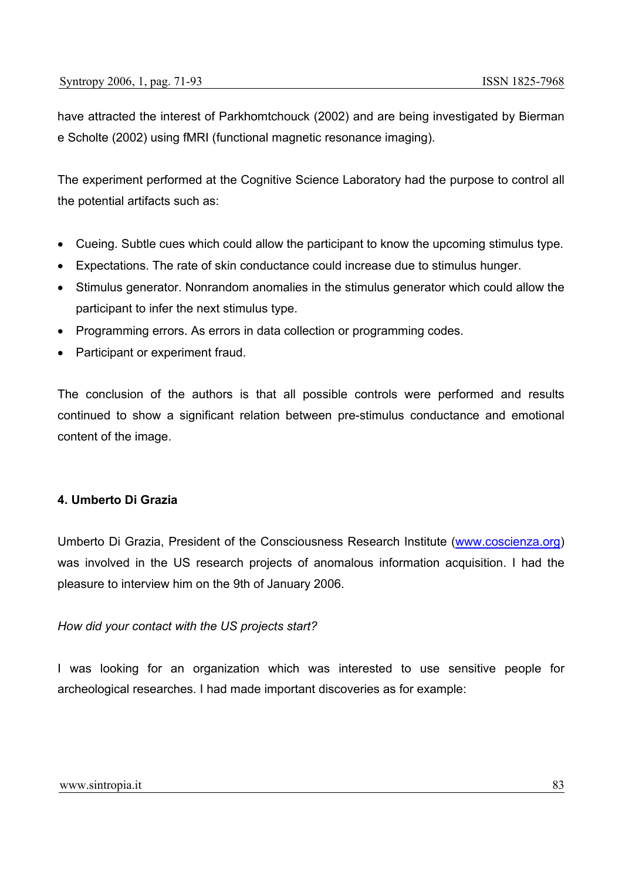have attracted the interest of Parkhomtchouck (2002) and are being investigated by Bierman e Scholte (2002) using fMRI (functional magnetic resonance imaging).

The experiment performed at the Cognitive Science Laboratory had the purpose to control all the potential artifacts such as:

- Cueing. Subtle cues which could allow the participant to know the upcoming stimulus type.
- Expectations. The rate of skin conductance could increase due to stimulus hunger.
- Stimulus generator. Nonrandom anomalies in the stimulus generator which could allow the participant to infer the next stimulus type.
- Programming errors. As errors in data collection or programming codes.
- Participant or experiment fraud.

The conclusion of the authors is that all possible controls were performed and results continued to show a significant relation between pre-stimulus conductance and emotional content of the image.

#### 4. Umberto Di Grazia

Umberto Di Grazia, President of the Consciousness Research Institute (www.coscienza.org) was involved in the US research projects of anomalous information acquisition. I had the pleasure to interview him on the 9th of January 2006.

*How did your contact with the US projects start?*

I was looking for an organization which was interested to use sensitive people for archeological researches. I had made important discoveries as for example: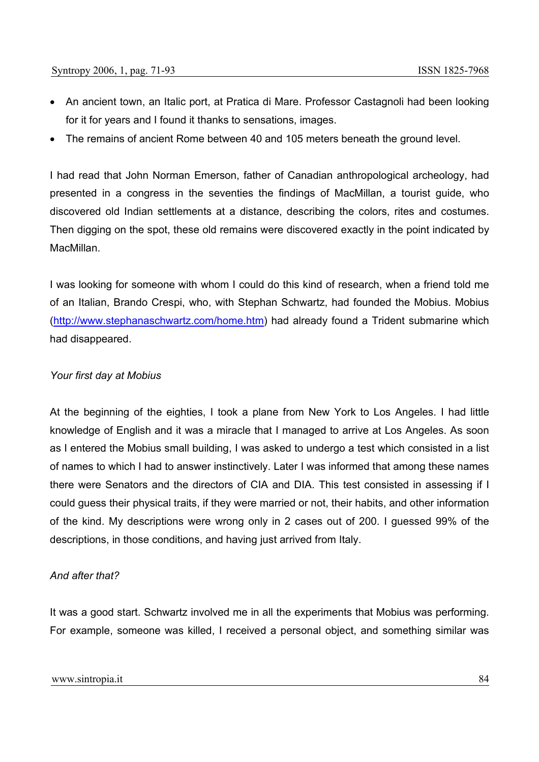- An ancient town, an Italic port, at Pratica di Mare. Professor Castagnoli had been looking for it for years and I found it thanks to sensations, images.
- The remains of ancient Rome between 40 and 105 meters beneath the ground level.

I had read that John Norman Emerson, father of Canadian anthropological archeology, had presented in a congress in the seventies the findings of MacMillan, a tourist guide, who discovered old Indian settlements at a distance, describing the colors, rites and costumes. Then digging on the spot, these old remains were discovered exactly in the point indicated by MacMillan.

I was looking for someone with whom I could do this kind of research, when a friend told me of an Italian, Brando Crespi, who, with Stephan Schwartz, had founded the Mobius. Mobius (http://www.stephanaschwartz.com/home.htm) had already found a Trident submarine which had disappeared.

*Your first day at Mobius*

At the beginning of the eighties, I took a plane from New York to Los Angeles. I had little knowledge of English and it was a miracle that I managed to arrive at Los Angeles. As soon as I entered the Mobius small building, I was asked to undergo a test which consisted in a list of names to which I had to answer instinctively. Later I was informed that among these names there were Senators and the directors of CIA and DIA. This test consisted in assessing if I could guess their physical traits, if they were married or not, their habits, and other information of the kind. My descriptions were wrong only in 2 cases out of 200. I guessed 99% of the descriptions, in those conditions, and having just arrived from Italy.

*And after that?*

It was a good start. Schwartz involved me in all the experiments that Mobius was performing. For example, someone was killed, I received a personal object, and something similar was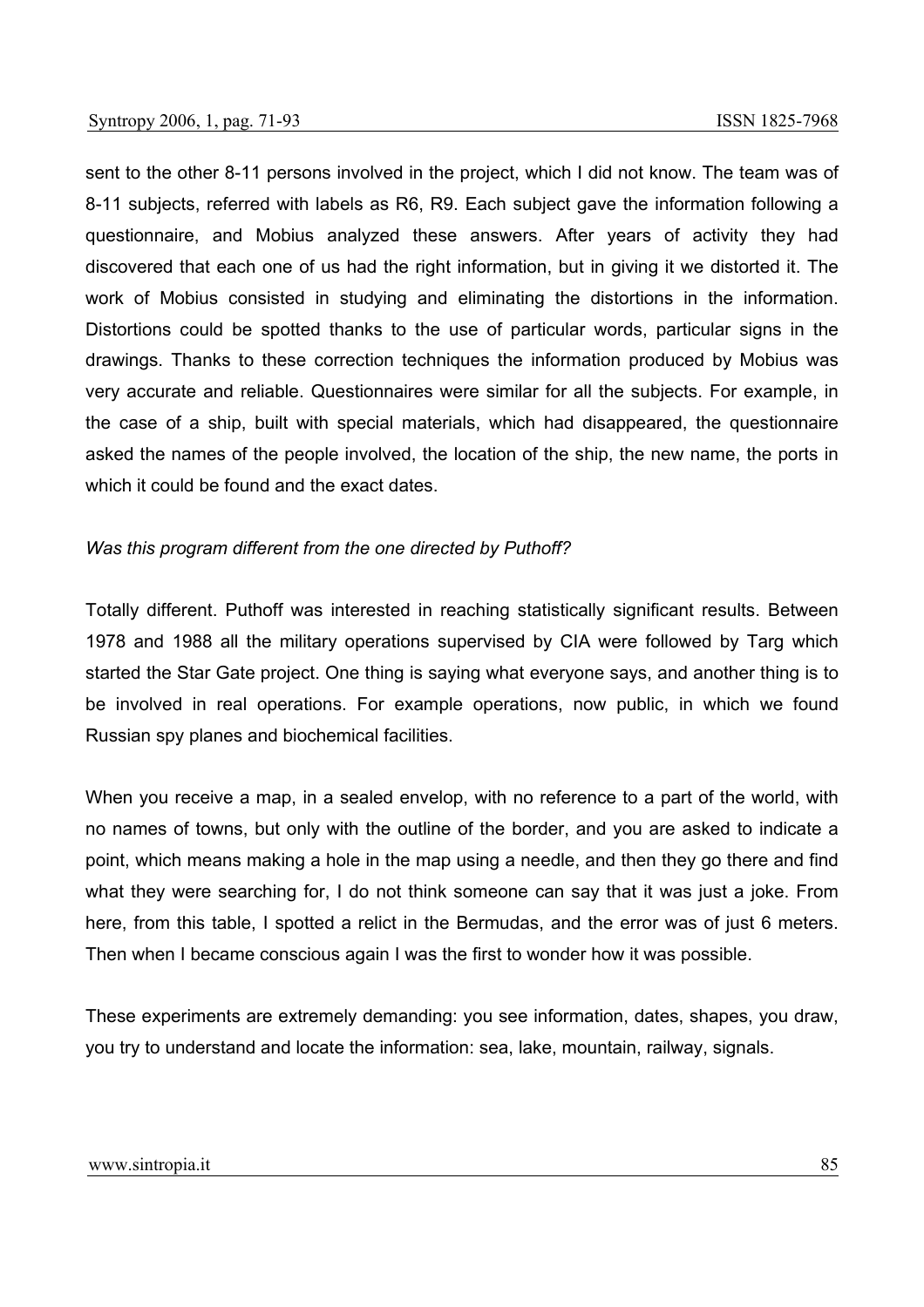sent to the other 8-11 persons involved in the project, which I did not know. The team was of 8-11 subjects, referred with labels as R6, R9. Each subject gave the information following a questionnaire, and Mobius analyzed these answers. After years of activity they had discovered that each one of us had the right information, but in giving it we distorted it. The work of Mobius consisted in studying and eliminating the distortions in the information. Distortions could be spotted thanks to the use of particular words, particular signs in the drawings. Thanks to these correction techniques the information produced by Mobius was very accurate and reliable. Questionnaires were similar for all the subjects. For example, in the case of a ship, built with special materials, which had disappeared, the questionnaire asked the names of the people involved, the location of the ship, the new name, the ports in which it could be found and the exact dates.

*Was this program different from the one directed by Puthoff?*

Totally different. Puthoff was interested in reaching statistically significant results. Between 1978 and 1988 all the military operations supervised by CIA were followed by Targ which started the Star Gate project. One thing is saying what everyone says, and another thing is to be involved in real operations. For example operations, now public, in which we found Russian spy planes and biochemical facilities.

When you receive a map, in a sealed envelop, with no reference to a part of the world, with no names of towns, but only with the outline of the border, and you are asked to indicate a point, which means making a hole in the map using a needle, and then they go there and find what they were searching for, I do not think someone can say that it was just a joke. From here, from this table, I spotted a relict in the Bermudas, and the error was of just 6 meters. Then when I became conscious again I was the first to wonder how it was possible.

These experiments are extremely demanding: you see information, dates, shapes, you draw, you try to understand and locate the information: sea, lake, mountain, railway, signals.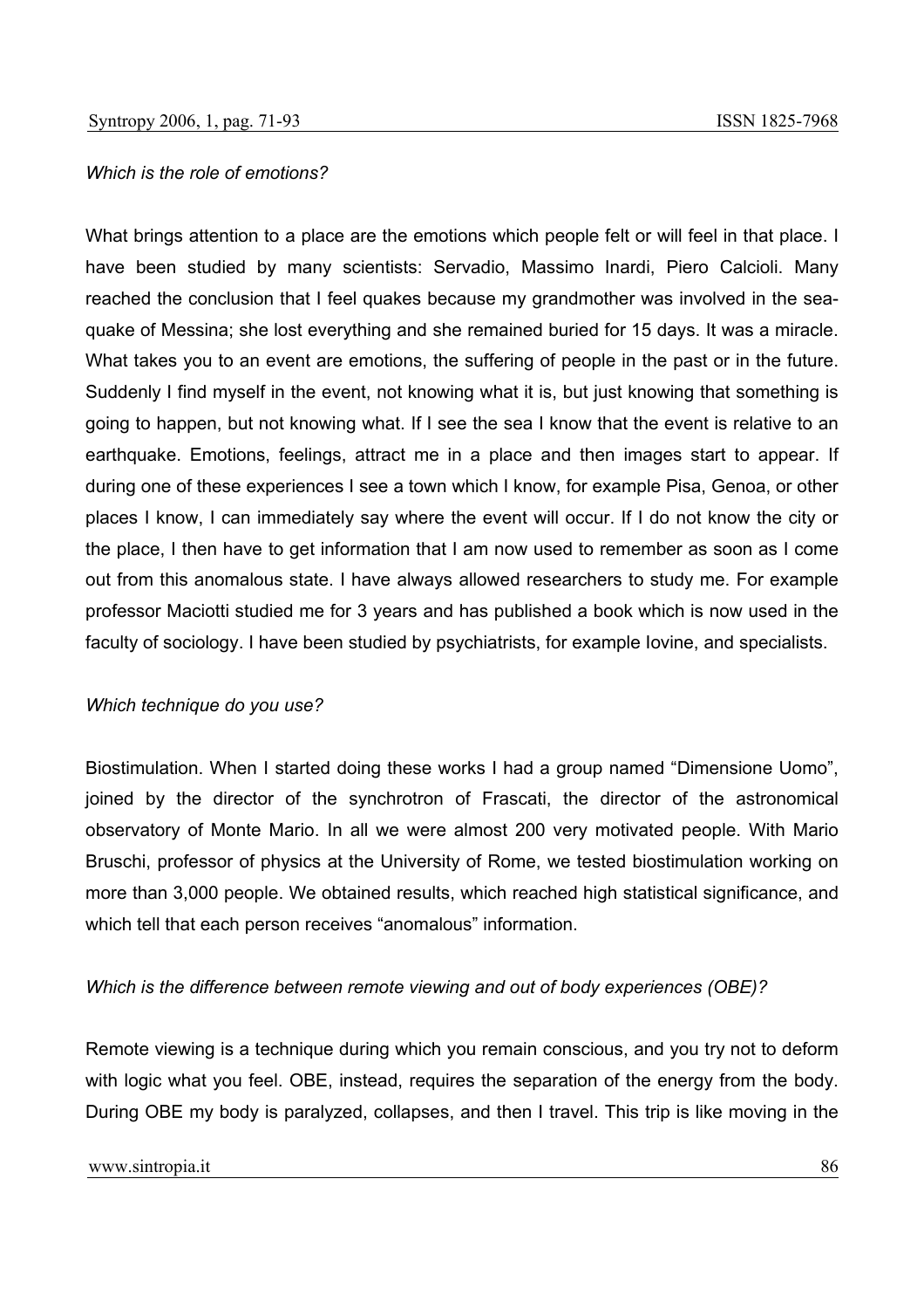*Which is the role of emotions?*

What brings attention to a place are the emotions which people felt or will feel in that place. I have been studied by many scientists: Servadio, Massimo Inardi, Piero Calcioli. Many reached the conclusion that I feel quakes because my grandmother was involved in the sea-quake of Messina; she lost everything and she remained buried for 15 days. It was a miracle. What takes you to an event are emotions, the suffering of people in the past or in the future. Suddenly I find myself in the event, not knowing what it is, but just knowing that something is going to happen, but not knowing what. If I see the sea I know that the event is relative to an earthquake. Emotions, feelings, attract me in a place and then images start to appear. If during one of these experiences I see a town which I know, for example Pisa, Genoa, or other places I know, I can immediately say where the event will occur. If I do not know the city or the place, I then have to get information that I am now used to remember as soon as I come out from this anomalous state. I have always allowed researchers to study me. For example professor Maciotti studied me for 3 years and has published a book which is now used in the faculty of sociology. I have been studied by psychiatrists, for example Iovine, and specialists.

*Which technique do you use?*

Biostimulation. When I started doing these works I had a group named "Dimensione Uomo", joined by the director of the synchrotron of Frascati, the director of the astronomical observatory of Monte Mario. In all we were almost 200 very motivated people. With Mario Bruschi, professor of physics at the University of Rome, we tested biostimulation working on more than 3,000 people. We obtained results, which reached high statistical significance, and which tell that each person receives "anomalous" information.

*Which is the difference between remote viewing and out of body experiences (OBE)?*

Remote viewing is a technique during which you remain conscious, and you try not to deform with logic what you feel. OBE, instead, requires the separation of the energy from the body. During OBE my body is paralyzed, collapses, and then I travel. This trip is like moving in the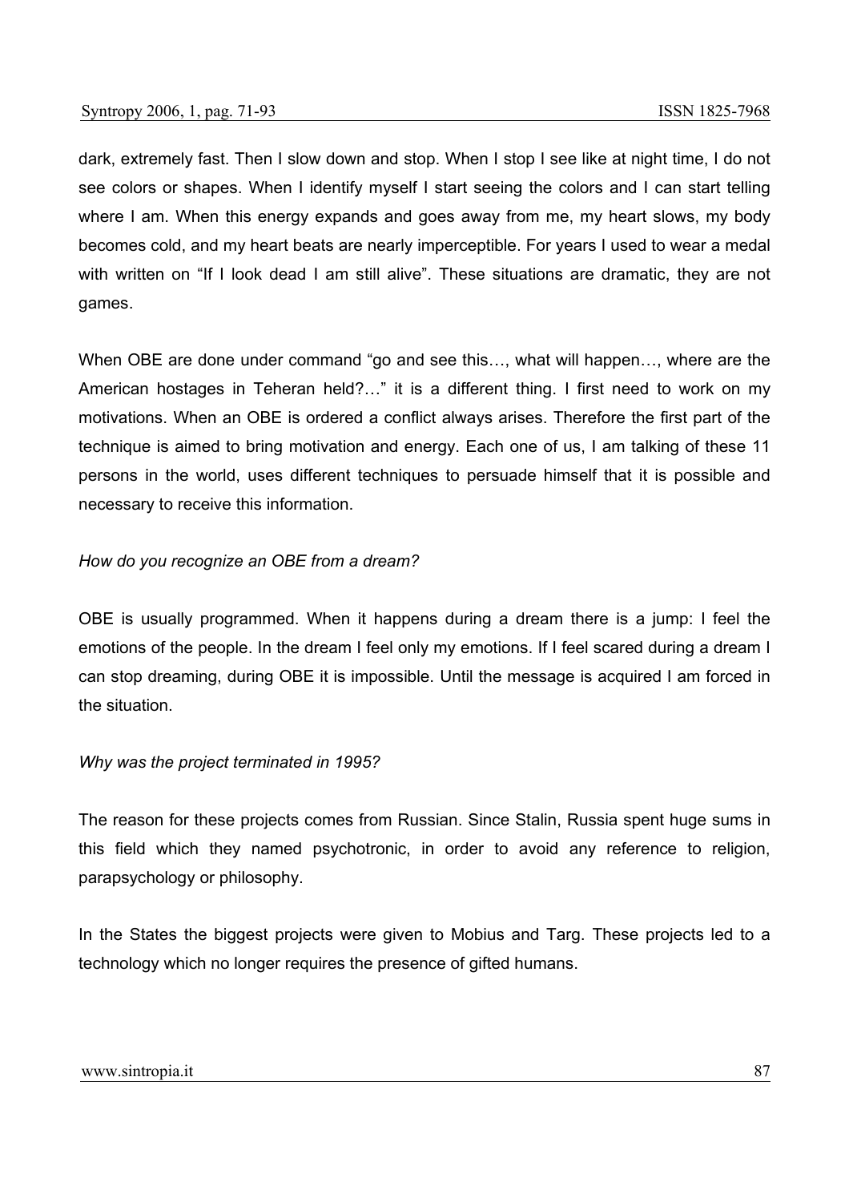dark, extremely fast. Then I slow down and stop. When I stop I see like at night time, I do not see colors or shapes. When I identify myself I start seeing the colors and I can start telling where I am. When this energy expands and goes away from me, my heart slows, my body becomes cold, and my heart beats are nearly imperceptible. For years I used to wear a medal with written on "If I look dead I am still alive". These situations are dramatic, they are not games.

When OBE are done under command "go and see this…, what will happen…, where are the American hostages in Teheran held?…" it is a different thing. I first need to work on my motivations. When an OBE is ordered a conflict always arises. Therefore the first part of the technique is aimed to bring motivation and energy. Each one of us, I am talking of these 11 persons in the world, uses different techniques to persuade himself that it is possible and necessary to receive this information.

*How do you recognize an OBE from a dream?*

OBE is usually programmed. When it happens during a dream there is a jump: I feel the emotions of the people. In the dream I feel only my emotions. If I feel scared during a dream I can stop dreaming, during OBE it is impossible. Until the message is acquired I am forced in the situation.

*Why was the project terminated in 1995?*

The reason for these projects comes from Russian. Since Stalin, Russia spent huge sums in this field which they named psychotronic, in order to avoid any reference to religion, parapsychology or philosophy.

In the States the biggest projects were given to Mobius and Targ. These projects led to a technology which no longer requires the presence of gifted humans.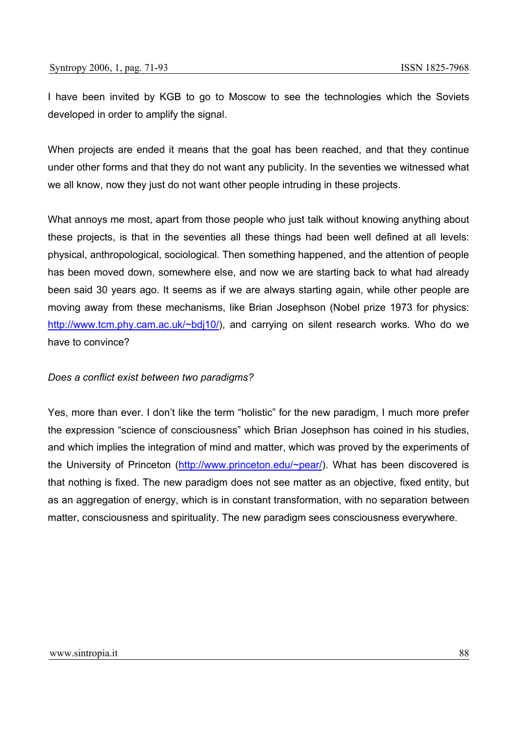I have been invited by KGB to go to Moscow to see the technologies which the Soviets developed in order to amplify the signal.

When projects are ended it means that the goal has been reached, and that they continue under other forms and that they do not want any publicity. In the seventies we witnessed what we all know, now they just do not want other people intruding in these projects.

What annoys me most, apart from those people who just talk without knowing anything about these projects, is that in the seventies all these things had been well defined at all levels: physical, anthropological, sociological. Then something happened, and the attention of people has been moved down, somewhere else, and now we are starting back to what had already been said 30 years ago. It seems as if we are always starting again, while other people are moving away from these mechanisms, like Brian Josephson (Nobel prize 1973 for physics: http://www.tcm.phy.cam.ac.uk/~bdj10/), and carrying on silent research works. Who do we have to convince?

*Does a conflict exist between two paradigms?*

Yes, more than ever. I don't like the term "holistic" for the new paradigm, I much more prefer the expression "science of consciousness" which Brian Josephson has coined in his studies, and which implies the integration of mind and matter, which was proved by the experiments of the University of Princeton (http://www.princeton.edu/~pear/). What has been discovered is that nothing is fixed. The new paradigm does not see matter as an objective, fixed entity, but as an aggregation of energy, which is in constant transformation, with no separation between matter, consciousness and spirituality. The new paradigm sees consciousness everywhere.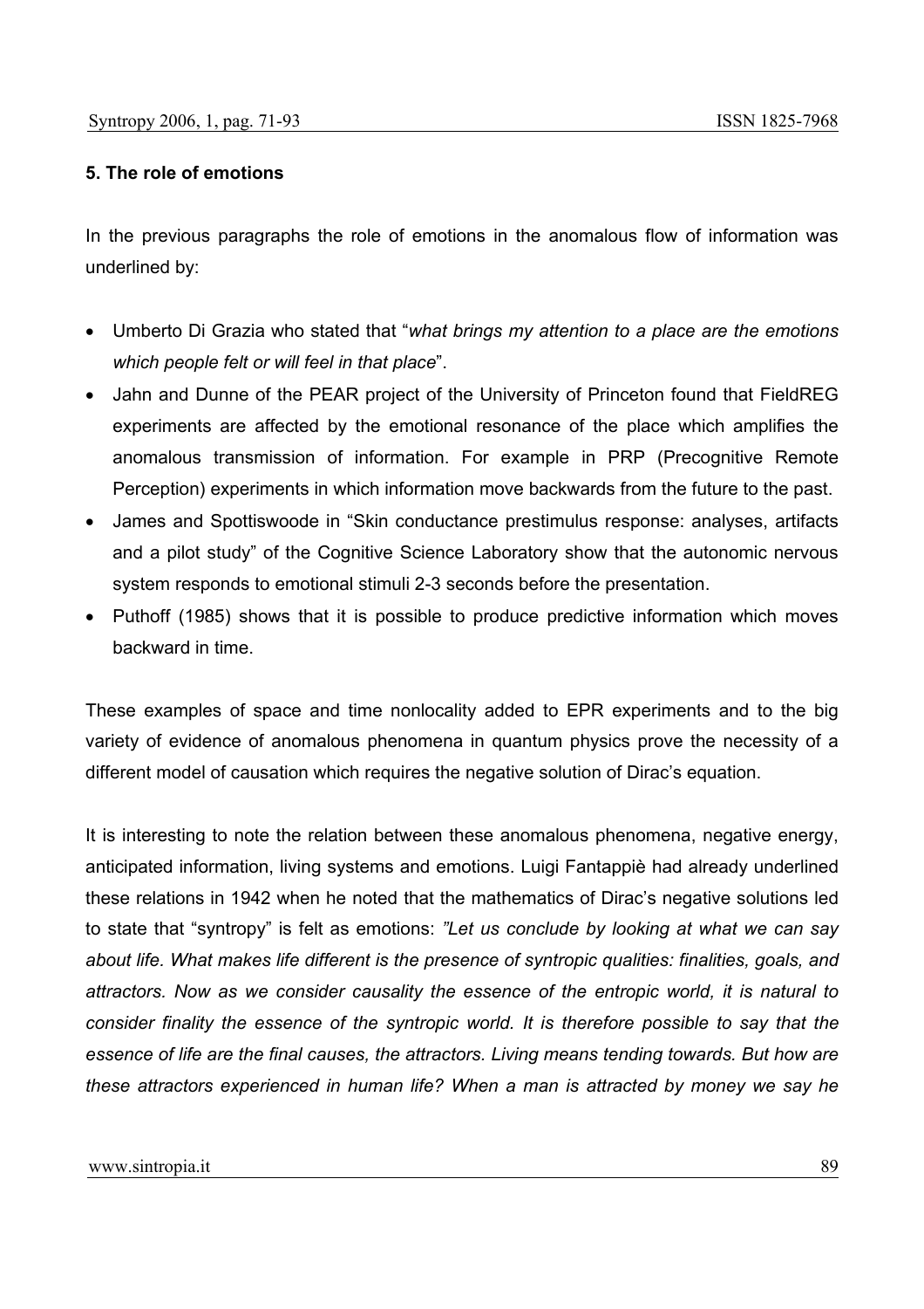## 5. The role of emotions

In the previous paragraphs the role of emotions in the anomalous flow of information was underlined by:

- Umberto Di Grazia who stated that "*what brings my attention to a place are the emotions which people felt or will feel in that place*".
- Jahn and Dunne of the PEAR project of the University of Princeton found that FieldREG experiments are affected by the emotional resonance of the place which amplifies the anomalous transmission of information. For example in PRP (Precognitive Remote Perception) experiments in which information move backwards from the future to the past.
- James and Spottiswoode in "Skin conductance prestimulus response: analyses, artifacts and a pilot study" of the Cognitive Science Laboratory show that the autonomic nervous system responds to emotional stimuli 2-3 seconds before the presentation.
- Puthoff (1985) shows that it is possible to produce predictive information which moves backward in time.

These examples of space and time nonlocality added to EPR experiments and to the big variety of evidence of anomalous phenomena in quantum physics prove the necessity of a different model of causation which requires the negative solution of Dirac's equation.

It is interesting to note the relation between these anomalous phenomena, negative energy, anticipated information, living systems and emotions. Luigi Fantappiè had already underlined these relations in 1942 when he noted that the mathematics of Dirac's negative solutions led to state that "syntropy" is felt as emotions: *"Let us conclude by looking at what we can say about life. What makes life different is the presence of syntropic qualities: finalities, goals, and attractors. Now as we consider causality the essence of the entropic world, it is natural to consider finality the essence of the syntropic world. It is therefore possible to say that the essence of life are the final causes, the attractors. Living means tending towards. But how are these attractors experienced in human life? When a man is attracted by money we say he*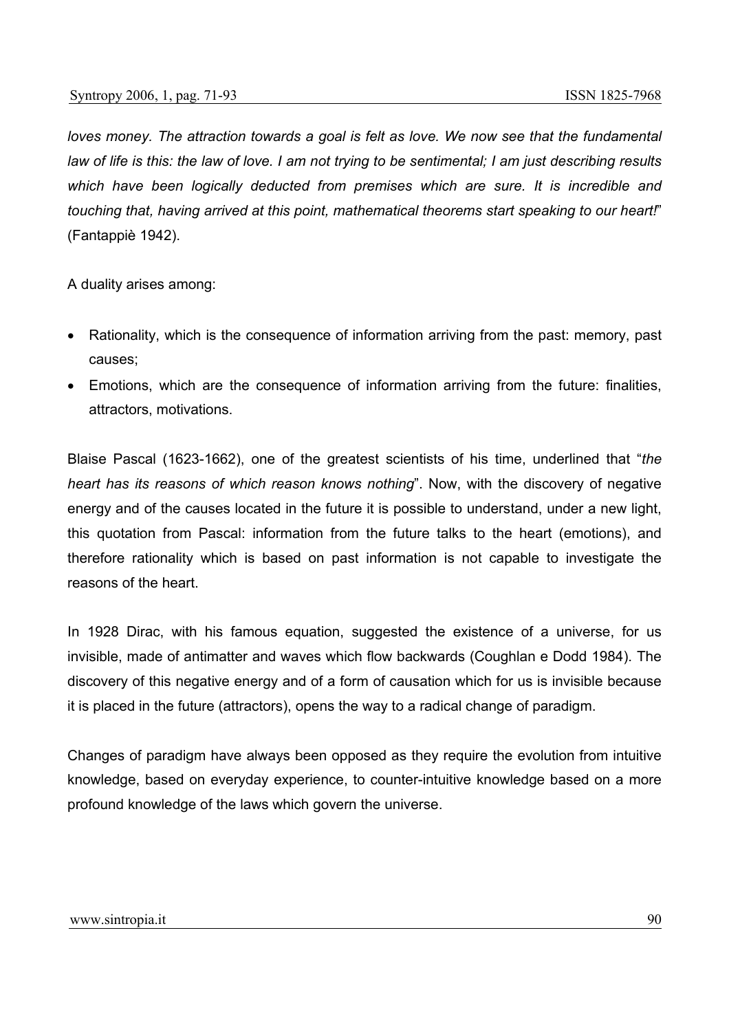*loves money. The attraction towards a goal is felt as love. We now see that the fundamental law of life is this: the law of love. I am not trying to be sentimental; I am just describing results which have been logically deducted from premises which are sure. It is incredible and touching that, having arrived at this point, mathematical theorems start speaking to our heart!*" (Fantappiè 1942).

A duality arises among:

- Rationality, which is the consequence of information arriving from the past: memory, past causes;
- Emotions, which are the consequence of information arriving from the future: finalities, attractors, motivations.

Blaise Pascal (1623-1662), one of the greatest scientists of his time, underlined that "*the heart has its reasons of which reason knows nothing*". Now, with the discovery of negative energy and of the causes located in the future it is possible to understand, under a new light, this quotation from Pascal: information from the future talks to the heart (emotions), and therefore rationality which is based on past information is not capable to investigate the reasons of the heart.

In 1928 Dirac, with his famous equation, suggested the existence of a universe, for us invisible, made of antimatter and waves which flow backwards (Coughlan e Dodd 1984). The discovery of this negative energy and of a form of causation which for us is invisible because it is placed in the future (attractors), opens the way to a radical change of paradigm.

Changes of paradigm have always been opposed as they require the evolution from intuitive knowledge, based on everyday experience, to counter-intuitive knowledge based on a more profound knowledge of the laws which govern the universe.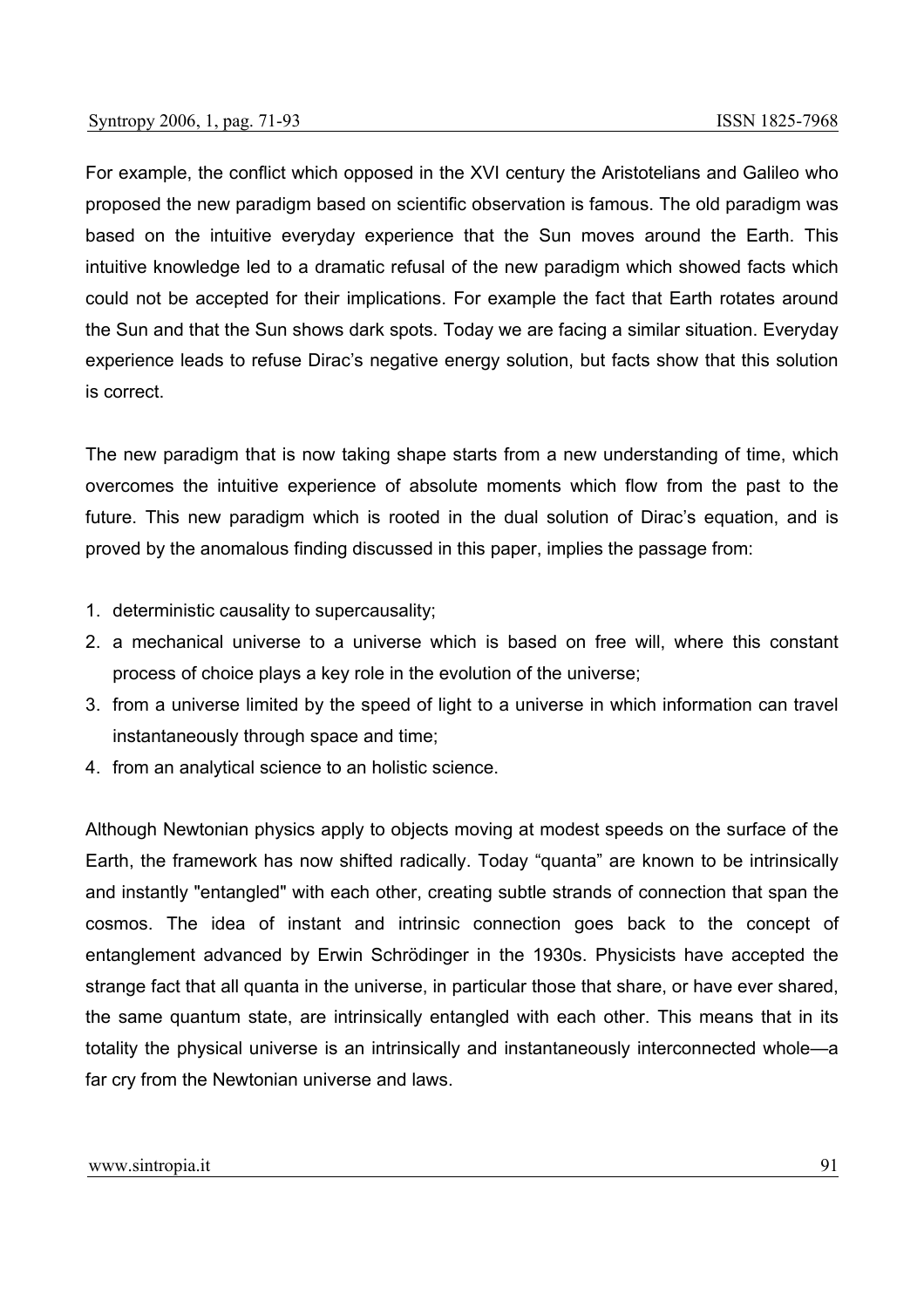For example, the conflict which opposed in the XVI century the Aristotelians and Galileo who proposed the new paradigm based on scientific observation is famous. The old paradigm was based on the intuitive everyday experience that the Sun moves around the Earth. This intuitive knowledge led to a dramatic refusal of the new paradigm which showed facts which could not be accepted for their implications. For example the fact that Earth rotates around the Sun and that the Sun shows dark spots. Today we are facing a similar situation. Everyday experience leads to refuse Dirac's negative energy solution, but facts show that this solution is correct.

The new paradigm that is now taking shape starts from a new understanding of time, which overcomes the intuitive experience of absolute moments which flow from the past to the future. This new paradigm which is rooted in the dual solution of Dirac's equation, and is proved by the anomalous finding discussed in this paper, implies the passage from:

1. deterministic causality to supercausality;
2. a mechanical universe to a universe which is based on free will, where this constant process of choice plays a key role in the evolution of the universe;
3. from a universe limited by the speed of light to a universe in which information can travel instantaneously through space and time;
4. from an analytical science to an holistic science.

Although Newtonian physics apply to objects moving at modest speeds on the surface of the Earth, the framework has now shifted radically. Today "quanta" are known to be intrinsically and instantly "entangled" with each other, creating subtle strands of connection that span the cosmos. The idea of instant and intrinsic connection goes back to the concept of entanglement advanced by Erwin Schrödinger in the 1930s. Physicists have accepted the strange fact that all quanta in the universe, in particular those that share, or have ever shared, the same quantum state, are intrinsically entangled with each other. This means that in its totality the physical universe is an intrinsically and instantaneously interconnected whole—a far cry from the Newtonian universe and laws.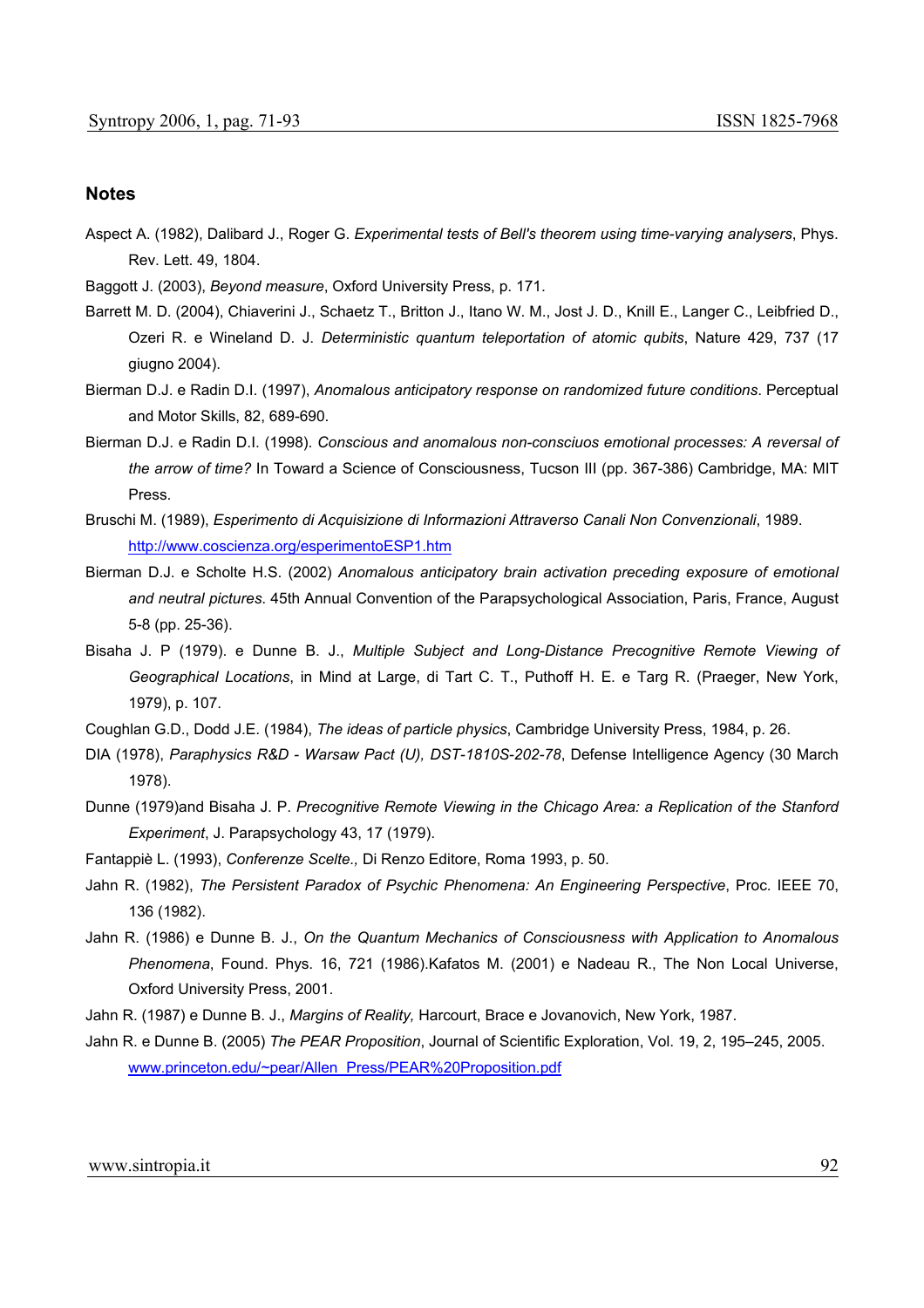## Notes

Aspect A. (1982), Dalibard J., Roger G. *Experimental tests of Bell's theorem using time-varying analysers*, Phys. Rev. Lett. 49, 1804.

Baggott J. (2003), *Beyond measure*, Oxford University Press, p. 171.

Barrett M. D. (2004), Chiaverini J., Schaetz T., Britton J., Itano W. M., Jost J. D., Knill E., Langer C., Leibfried D., Ozeri R. e Wineland D. J. *Deterministic quantum teleportation of atomic qubits*, Nature 429, 737 (17 giugno 2004).

Bierman D.J. e Radin D.I. (1997), *Anomalous anticipatory response on randomized future conditions*. Perceptual and Motor Skills, 82, 689-690.

Bierman D.J. e Radin D.I. (1998). *Conscious and anomalous non-consciuos emotional processes: A reversal of the arrow of time?* In Toward a Science of Consciousness, Tucson III (pp. 367-386) Cambridge, MA: MIT Press.

Bruschi M. (1989), *Esperimento di Acquisizione di Informazioni Attraverso Canali Non Convenzionali*, 1989. http://www.coscienza.org/esperimentoESP1.htm

Bierman D.J. e Scholte H.S. (2002) *Anomalous anticipatory brain activation preceding exposure of emotional and neutral pictures*. 45th Annual Convention of the Parapsychological Association, Paris, France, August 5-8 (pp. 25-36).

Bisaha J. P (1979). e Dunne B. J., *Multiple Subject and Long-Distance Precognitive Remote Viewing of Geographical Locations*, in Mind at Large, di Tart C. T., Puthoff H. E. e Targ R. (Praeger, New York, 1979), p. 107.

Coughlan G.D., Dodd J.E. (1984), *The ideas of particle physics*, Cambridge University Press, 1984, p. 26.

DIA (1978), *Paraphysics R&D - Warsaw Pact (U), DST-1810S-202-78*, Defense Intelligence Agency (30 March 1978).

Dunne (1979)and Bisaha J. P. *Precognitive Remote Viewing in the Chicago Area: a Replication of the Stanford Experiment*, J. Parapsychology 43, 17 (1979).

Fantappiè L. (1993), *Conferenze Scelte.,* Di Renzo Editore, Roma 1993, p. 50.

Jahn R. (1982), *The Persistent Paradox of Psychic Phenomena: An Engineering Perspective*, Proc. IEEE 70, 136 (1982).

Jahn R. (1986) e Dunne B. J., *On the Quantum Mechanics of Consciousness with Application to Anomalous Phenomena*, Found. Phys. 16, 721 (1986).Kafatos M. (2001) e Nadeau R., The Non Local Universe, Oxford University Press, 2001.

Jahn R. (1987) e Dunne B. J., *Margins of Reality,* Harcourt, Brace e Jovanovich, New York, 1987.

Jahn R. e Dunne B. (2005) *The PEAR Proposition*, Journal of Scientific Exploration, Vol. 19, 2, 195–245, 2005. www.princeton.edu/~pear/Allen_Press/PEAR%20Proposition.pdf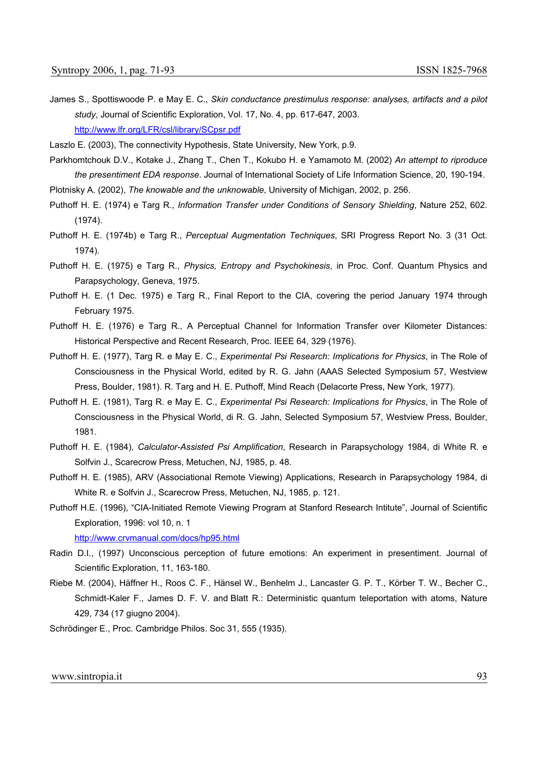James S., Spottiswoode P. e May E. C., *Skin conductance prestimulus response: analyses, artifacts and a pilot study*, Journal of Scientific Exploration, Vol. 17, No. 4, pp. 617-647, 2003. http://www.lfr.org/LFR/csl/library/SCpsr.pdf

Laszlo E. (2003), The connectivity Hypothesis, State University, New York, p.9.

Parkhomtchouk D.V., Kotake J., Zhang T., Chen T., Kokubo H. e Yamamoto M. (2002) *An attempt to riproduce the presentiment EDA response*. Journal of International Society of Life Information Science, 20, 190-194.

Plotnisky A. (2002), *The knowable and the unknowable*, University of Michigan, 2002, p. 256.

Puthoff H. E. (1974) e Targ R., *Information Transfer under Conditions of Sensory Shielding*, Nature 252, 602. (1974).

Puthoff H. E. (1974b) e Targ R., *Perceptual Augmentation Techniques*, SRI Progress Report No. 3 (31 Oct. 1974).

Puthoff H. E. (1975) e Targ R., *Physics, Entropy and Psychokinesis*, in Proc. Conf. Quantum Physics and Parapsychology, Geneva, 1975.

Puthoff H. E. (1 Dec. 1975) e Targ R., Final Report to the CIA, covering the period January 1974 through February 1975.

Puthoff H. E. (1976) e Targ R., A Perceptual Channel for Information Transfer over Kilometer Distances: Historical Perspective and Recent Research, Proc. IEEE 64, 329 (1976).

Puthoff H. E. (1977), Targ R. e May E. C., *Experimental Psi Research: Implications for Physics*, in The Role of Consciousness in the Physical World, edited by R. G. Jahn (AAAS Selected Symposium 57, Westview Press, Boulder, 1981). R. Targ and H. E. Puthoff, Mind Reach (Delacorte Press, New York, 1977).

Puthoff H. E. (1981), Targ R. e May E. C., *Experimental Psi Research: Implications for Physics*, in The Role of Consciousness in the Physical World, di R. G. Jahn, Selected Symposium 57, Westview Press, Boulder, 1981.

Puthoff H. E. (1984), *Calculator-Assisted Psi Amplification*, Research in Parapsychology 1984, di White R. e Solfvin J., Scarecrow Press, Metuchen, NJ, 1985, p. 48.

Puthoff H. E. (1985), ARV (Associational Remote Viewing) Applications, Research in Parapsychology 1984, di White R. e Solfvin J., Scarecrow Press, Metuchen, NJ, 1985, p. 121.

Puthoff H.E. (1996), "CIA-Initiated Remote Viewing Program at Stanford Research Intitute", Journal of Scientific Exploration, 1996: vol 10, n. 1 http://www.crvmanual.com/docs/hp95.html

Radin D.I., (1997) Unconscious perception of future emotions: An experiment in presentiment. Journal of Scientific Exploration, 11, 163-180.

Riebe M. (2004), Häffner H., Roos C. F., Hänsel W., Benhelm J., Lancaster G. P. T., Körber T. W., Becher C., Schmidt-Kaler F., James D. F. V. and Blatt R.: Deterministic quantum teleportation with atoms, Nature 429, 734 (17 giugno 2004).

Schrödinger E., Proc. Cambridge Philos. Soc 31, 555 (1935).